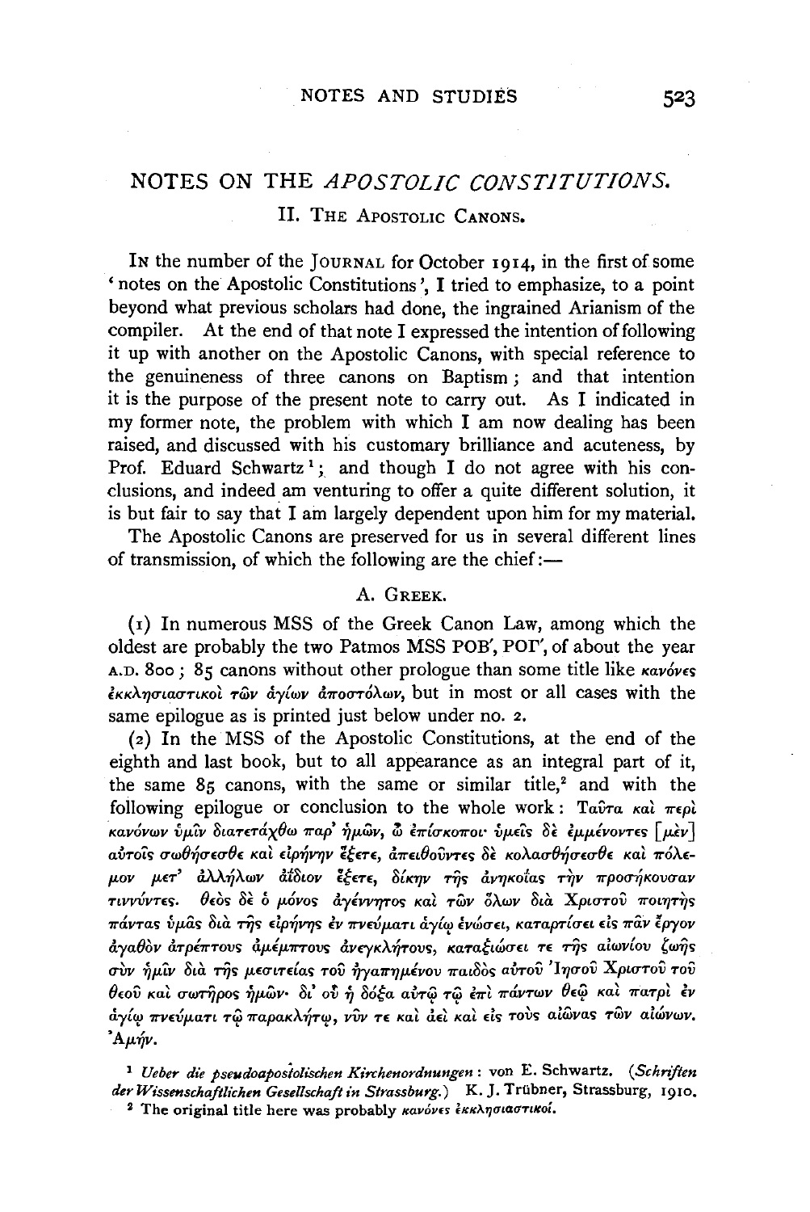# NOTES ON THE *APOSTOLIC CONSTITUTIONS*.

## II. THE APOSTOLIC CANONS.

IN the number of the JOURNAL for October 1914, in the first of some 'notes on the Apostolic Constitutions', I tried to emphasize, to a point beyond what previous scholars had done, the ingrained Arianism of the compiler. At the end of that note I expressed the intention of following it up with another on the Apostolic Canons, with special reference to the genuineness of three canons on Baptism; and that intention it is the purpose of the present note to carry out. As I indicated in my former note, the problem with which I am now dealing has been raised, and discussed with his customary brilliance and acuteness, by Prof. Eduard Schwartz[1]; and though I do not agree with his conclusions, and indeed am venturing to offer a quite different solution, it is but fair to say that I am largely dependent upon him for my material.

The Apostolic Canons are preserved for us in several different lines of transmission, of which the following are the chief:—

### A. GREEK.

(1) In numerous MSS of the Greek Canon Law, among which the oldest are probably the two Patmos MSS ΡΟΒ′, ΡΟΓ′, of about the year A.D. 800; 85 canons without other prologue than some title like *κανόνες ἐκκλησιαστικοὶ τῶν ἁγίων ἀποστόλων*, but in most or all cases with the same epilogue as is printed just below under no. 2.

(2) In the MSS of the Apostolic Constitutions, at the end of the eighth and last book, but to all appearance as an integral part of it, the same 85 canons, with the same or similar title,[2] and with the following epilogue or conclusion to the whole work: *Ταῦτα καὶ περὶ κανόνων ὑμῖν διατετάχθω παρ' ἡμῶν, ὦ ἐπίσκοποι· ὑμεῖς δὲ ἐμμένοντες [μὲν] αὐτοῖς σωθήσεσθε καὶ εἰρήνην ἕξετε, ἀπειθοῦντες δὲ κολασθήσεσθε καὶ πόλεμον μετ' ἀλλήλων ἀΐδιον ἕξετε, δίκην τῆς ἀνηκοΐας τὴν προσήκουσαν τιννύντες. Θεὸς δὲ ὁ μόνος ἀγέννητος καὶ τῶν ὅλων διὰ Χριστοῦ ποιητὴς πάντας ὑμᾶς διὰ τῆς εἰρήνης ἐν πνεύματι ἁγίῳ ἑνώσει, καταρτίσει εἰς πᾶν ἔργον ἀγαθὸν ἀτρέπτους ἀμέμπτους ἀνεγκλήτους, καταξιώσει τε τῆς αἰωνίου ζωῆς σὺν ἡμῖν διὰ τῆς μεσιτείας τοῦ ἠγαπημένου παιδὸς αὐτοῦ Ἰησοῦ Χριστοῦ τοῦ θεοῦ καὶ σωτῆρος ἡμῶν· δι' οὗ ἡ δόξα αὐτῷ τῷ ἐπὶ πάντων θεῷ καὶ πατρὶ ἐν ἁγίῳ πνεύματι τῷ παρακλήτῳ, νῦν τε καὶ ἀεὶ καὶ εἰς τοὺς αἰῶνας τῶν αἰώνων. Ἀμήν.*

[1] *Ueber die pseudoapostolischen Kirchenordnungen*: von E. Schwartz. (*Schriften der Wissenschaftlichen Gesellschaft in Strassburg.*) K. J. Trübner, Strassburg, 1910.

[2] The original title here was probably *κανόνες ἐκκλησιαστικοί*.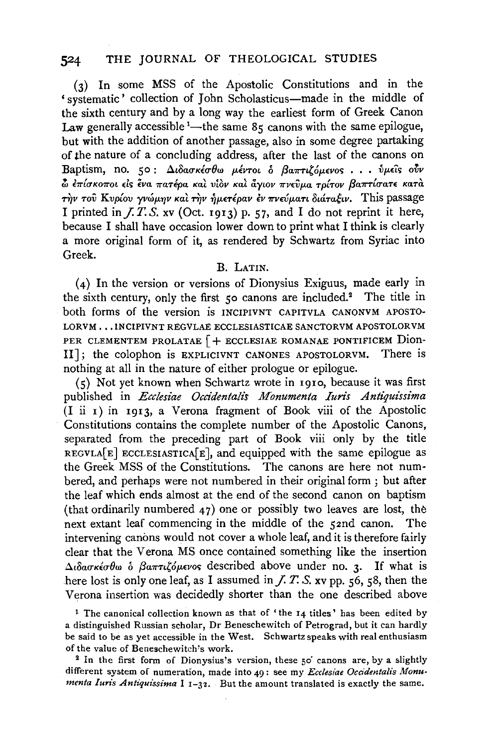(3) In some MSS of the Apostolic Constitutions and in the 'systematic' collection of John Scholasticus—made in the middle of the sixth century and by a long way the earliest form of Greek Canon Law generally accessible [1]—the same 85 canons with the same epilogue, but with the addition of another passage, also in some degree partaking of the nature of a concluding address, after the last of the canons on Baptism, no. 50: Διδασκέσθω μέντοι ὁ βαπτιζόμενος . . . ὑμεῖς οὖν ὦ ἐπίσκοποι εἰς ἕνα πατέρα καὶ υἱὸν καὶ ἅγιον πνεῦμα τρίτον βαπτίσατε κατὰ τὴν τοῦ Κυρίου γνώμην καὶ τὴν ἡμετέραν ἐν πνεύματι διάταξιν. This passage I printed in *J. T. S.* xv (Oct. 1913) p. 57, and I do not reprint it here, because I shall have occasion lower down to print what I think is clearly a more original form of it, as rendered by Schwartz from Syriac into Greek.

## B. Latin.

(4) In the version or versions of Dionysius Exiguus, made early in the sixth century, only the first 50 canons are included.[2] The title in both forms of the version is INCIPIVNT CAPITVLA CANONVM APOSTOLORVM . . . INCIPIVNT REGVLAE ECCLESIASTICAE SANCTORVM APOSTOLORVM PER CLEMENTEM PROLATAE [+ ECCLESIAE ROMANAE PONTIFICEM Dion-II]; the colophon is EXPLICIVNT CANONES APOSTOLORVM. There is nothing at all in the nature of either prologue or epilogue.

(5) Not yet known when Schwartz wrote in 1910, because it was first published in *Ecclesiae Occidentalis Monumenta Iuris Antiquissima* (I ii 1) in 1913, a Verona fragment of Book viii of the Apostolic Constitutions contains the complete number of the Apostolic Canons, separated from the preceding part of Book viii only by the title REGVLA[E] ECCLESIASTICA[E], and equipped with the same epilogue as the Greek MSS of the Constitutions. The canons are here not numbered, and perhaps were not numbered in their original form; but after the leaf which ends almost at the end of the second canon on baptism (that ordinarily numbered 47) one or possibly two leaves are lost, the next extant leaf commencing in the middle of the 52nd canon. The intervening canons would not cover a whole leaf, and it is therefore fairly clear that the Verona MS once contained something like the insertion Διδασκέσθω ὁ βαπτιζόμενος described above under no. 3. If what is here lost is only one leaf, as I assumed in *J. T. S.* xv pp. 56, 58, then the Verona insertion was decidedly shorter than the one described above

[1] The canonical collection known as that of 'the 14 titles' has been edited by a distinguished Russian scholar, Dr Beneschewitch of Petrograd, but it can hardly be said to be as yet accessible in the West. Schwartz speaks with real enthusiasm of the value of Beneschewitch's work.

[2] In the first form of Dionysius's version, these 50 canons are, by a slightly different system of numeration, made into 49: see my *Ecclesiae Occidentalis Monumenta Iuris Antiquissima* I 1–32. But the amount translated is exactly the same.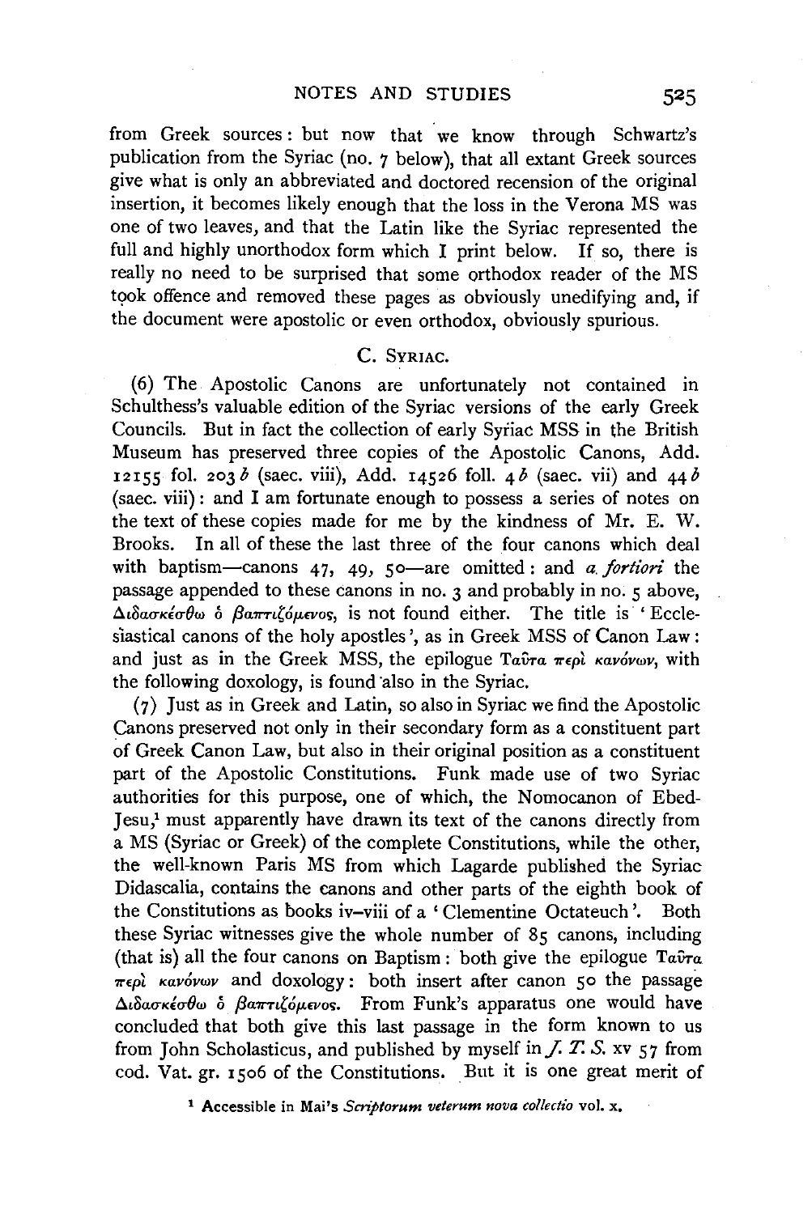from Greek sources: but now that we know through Schwartz's publication from the Syriac (no. 7 below), that all extant Greek sources give what is only an abbreviated and doctored recension of the original insertion, it becomes likely enough that the loss in the Verona MS was one of two leaves, and that the Latin like the Syriac represented the full and highly unorthodox form which I print below. If so, there is really no need to be surprised that some orthodox reader of the MS took offence and removed these pages as obviously unedifying and, if the document were apostolic or even orthodox, obviously spurious.

## C. Syriac.

(6) The Apostolic Canons are unfortunately not contained in Schulthess's valuable edition of the Syriac versions of the early Greek Councils. But in fact the collection of early Syriac MSS in the British Museum has preserved three copies of the Apostolic Canons, Add. 12155 fol. 203 *b* (saec. viii), Add. 14526 foll. 4 *b* (saec. vii) and 44 *b* (saec. viii): and I am fortunate enough to possess a series of notes on the text of these copies made for me by the kindness of Mr. E. W. Brooks. In all of these the last three of the four canons which deal with baptism—canons 47, 49, 50—are omitted: and *a fortiori* the passage appended to these canons in no. 3 and probably in no. 5 above, Διδασκέσθω ὁ βαπτιζόμενος, is not found either. The title is 'Ecclesiastical canons of the holy apostles', as in Greek MSS of Canon Law: and just as in the Greek MSS, the epilogue Ταῦτα περὶ κανόνων, with the following doxology, is found also in the Syriac.

(7) Just as in Greek and Latin, so also in Syriac we find the Apostolic Canons preserved not only in their secondary form as a constituent part of Greek Canon Law, but also in their original position as a constituent part of the Apostolic Constitutions. Funk made use of two Syriac authorities for this purpose, one of which, the Nomocanon of Ebed-Jesu,[1] must apparently have drawn its text of the canons directly from a MS (Syriac or Greek) of the complete Constitutions, while the other, the well-known Paris MS from which Lagarde published the Syriac Didascalia, contains the canons and other parts of the eighth book of the Constitutions as books iv–viii of a 'Clementine Octateuch'. Both these Syriac witnesses give the whole number of 85 canons, including (that is) all the four canons on Baptism: both give the epilogue Ταῦτα περὶ κανόνων and doxology: both insert after canon 50 the passage Διδασκέσθω ὁ βαπτιζόμενος. From Funk's apparatus one would have concluded that both give this last passage in the form known to us from John Scholasticus, and published by myself in *J. T. S.* xv 57 from cod. Vat. gr. 1506 of the Constitutions. But it is one great merit of

[1] Accessible in Mai's *Scriptorum veterum nova collectio* vol. x.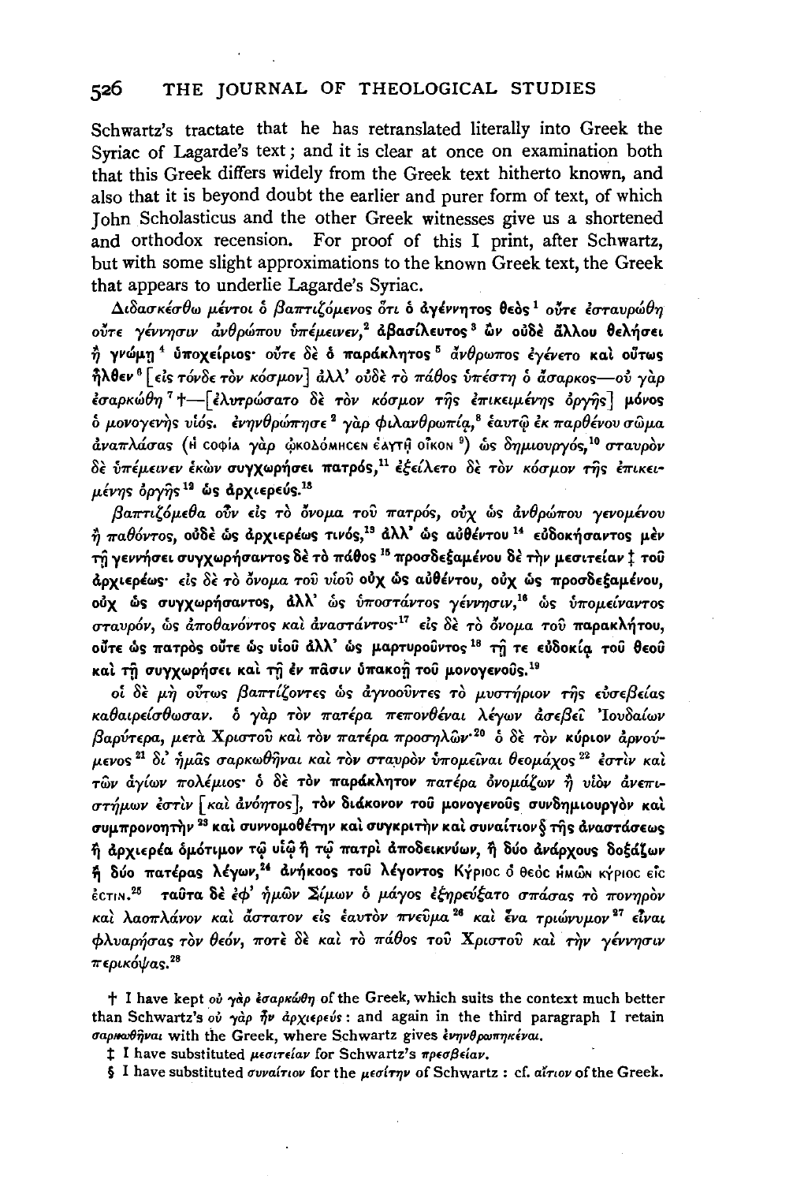Schwartz's tractate that he has retranslated literally into Greek the Syriac of Lagarde's text; and it is clear at once on examination both that this Greek differs widely from the Greek text hitherto known, and also that it is beyond doubt the earlier and purer form of text, of which John Scholasticus and the other Greek witnesses give us a shortened and orthodox recension. For proof of this I print, after Schwartz, but with some slight approximations to the known Greek text, the Greek that appears to underlie Lagarde's Syriac.

*Διδασκέσθω μέντοι ὁ βαπτιζόμενος ὅτι ὁ* **ἀγέννητος θεὸς**[1] *οὔτε ἐσταυρώθη οὔτε γέννησιν ἀνθρώπου ὑπέμεινεν,*[2] **ἀβασίλευτος**[3] **ὢν οὐδὲ ἄλλου θελήσει ἢ γνώμῃ**[4] **ὑποχείριος·** *οὔτε δὲ ὁ* **παράκλητος**[5] **ἄνθρωπος ἐγένετο καὶ οὕτως ἦλθεν**[6] [*εἰς τόνδε τὸν κόσμον*] *ἀλλ' οὐδὲ τὸ πάθος ὑπέστη ὁ ἄσαρκος—οὐ γὰρ ἐσαρκώθη*[7] †—[*ἐλυτρώσατο δὲ τὸν κόσμον τῆς ἐπικειμένης ὀργῆς*] *μόνος ὁ μονογενὴς υἱός. ἐνηνθρώπησε*[2] *γὰρ φιλανθρωπίᾳ,*[8] *ἑαυτῷ ἐκ παρθένου σῶμα ἀναπλάσας* (Ἡ σοφία γὰρ ᾠκοδόμησεν ἑαυτῇ οἶκον[9]) *ὡς δημιουργός,*[10] *σταυρὸν δὲ ὑπέμεινεν ἑκὼν* **συγχωρήσει πατρός,**[11] *ἐξείλετο δὲ τὸν κόσμον τῆς ἐπικειμένης ὀργῆς*[12] **ὡς ἀρχιερεύς.**[13]

*βαπτιζόμεθα οὖν εἰς τὸ ὄνομα τοῦ πατρός, οὐχ ὡς ἀνθρώπου γενομένου ἢ παθόντος,* **οὐδὲ ὡς ἀρχιερέως τινός,**[13] **ἀλλ' ὡς αὐθέντου**[14] **εὐδοκήσαντος μὲν τῇ γεννήσει συγχωρήσαντος δὲ τὸ πάθος**[15] **προσδεξαμένου δὲ τὴν μεσιτείαν** ‡ **τοῦ ἀρχιερέως·** *εἰς δὲ τὸ ὄνομα τοῦ υἱοῦ* **οὐχ ὡς αὐθέντου, οὐχ ὡς προσδεξαμένου, οὐχ ὡς συγχωρήσαντος, ἀλλ'** *ὡς ὑποστάντος γέννησιν,*[16] *ὡς ὑπομείναντος σταυρόν, ὡς ἀποθανόντος καὶ ἀναστάντος·*[17] *εἰς δὲ τὸ ὄνομα τοῦ παρακλήτου,* **οὔτε ὡς πατρὸς οὔτε ὡς υἱοῦ ἀλλ' ὡς μαρτυροῦντος**[18] **τῇ τε εὐδοκίᾳ τοῦ θεοῦ καὶ τῇ συγχωρήσει καὶ τῇ ἐν πᾶσιν ὑπακοῇ τοῦ μονογενοῦς.**[19]

*οἱ δὲ μὴ οὕτως βαπτίζοντες ὡς ἀγνοοῦντες τὸ μυστήριον τῆς εὐσεβείας καθαιρείσθωσαν. ὁ γὰρ τὸν πατέρα πεπονθέναι λέγων ἀσεβεῖ Ἰουδαίων βαρύτερα, μετὰ Χριστοῦ καὶ τὸν πατέρα προσηλῶν·*[20] *ὁ δὲ τὸν κύριον ἀρνούμενος*[21] *δι' ἡμᾶς σαρκωθῆναι καὶ τὸν σταυρὸν ὑπομεῖναι θεομάχος*[22] *ἐστὶν καὶ τῶν ἁγίων πολέμιος· ὁ δὲ τὸν παράκλητον πατέρα ὀνομάζων ἢ υἱὸν ἀνεπιστήμων ἐστὶν* [*καὶ ἀνόητος*], **τὸν διάκονον τοῦ μονογενοῦς συνδημιουργὸν καὶ συμπρονοητὴν**[23] **καὶ συννομοθέτην καὶ συγκριτὴν καὶ συναίτιον** § **τῆς ἀναστάσεως ἢ ἀρχιερέα ὁμότιμον τῷ υἱῷ ἢ τῷ πατρὶ ἀποδεικνύων,** *ἢ δύο ἀνάρχους δοξάζων ἢ δύο πατέρας λέγων,*[24] *ἀνήκοος τοῦ λέγοντος* Κύριος ὁ θεὸς ἡμῶν κύριος εἷς ἐστιν.[25] *ταῦτα δὲ ἐφ' ἡμῶν Σίμων ὁ μάγος ἐξηρεύξατο σπάσας τὸ πονηρὸν καὶ λαοπλάνον καὶ ἄστατον εἰς ἑαυτὸν πνεῦμα*[26] *καὶ ἕνα τριώνυμον*[27] *εἶναι φλυαρήσας τὸν θεόν, ποτὲ δὲ καὶ τὸ πάθος τοῦ Χριστοῦ καὶ τὴν γέννησιν περικόψας.*[28]

† I have kept *οὐ γὰρ ἐσαρκώθη* of the Greek, which suits the context much better than Schwartz's *οὐ γὰρ ἦν ἀρχιερεύς*: and again in the third paragraph I retain *σαρκωθῆναι* with the Greek, where Schwartz gives *ἐνηνθρωπηκέναι*.

‡ I have substituted *μεσιτείαν* for Schwartz's *πρεσβείαν*.

§ I have substituted *συναίτιον* for the *μεσίτην* of Schwartz: cf. *αἴτιον* of the Greek.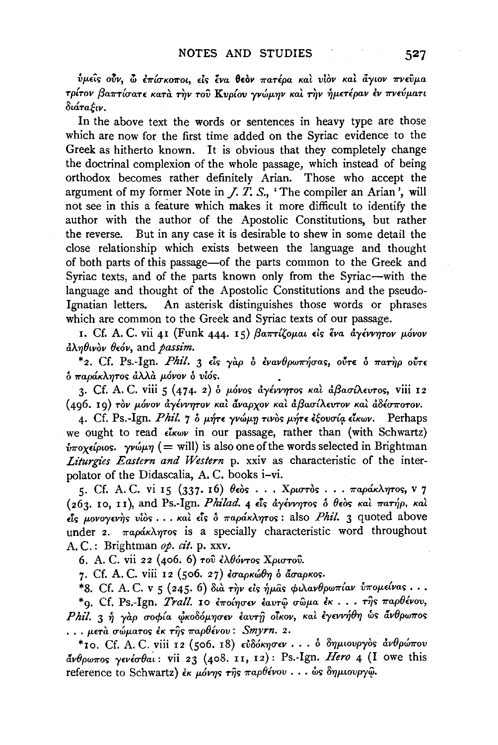ὑμεῖς οὖν, ὦ ἐπίσκοποι, εἰς ἕνα θεὸν πατέρα καὶ υἱὸν καὶ ἅγιον πνεῦμα τρίτον βαπτίσατε κατὰ τὴν τοῦ Κυρίου γνώμην καὶ τὴν ἡμετέραν ἐν πνεύματι διάταξιν.

In the above text the words or sentences in heavy type are those which are now for the first time added on the Syriac evidence to the Greek as hitherto known. It is obvious that they completely change the doctrinal complexion of the whole passage, which instead of being orthodox becomes rather definitely Arian. Those who accept the argument of my former Note in *J. T. S.*, 'The compiler an Arian', will not see in this a feature which makes it more difficult to identify the author with the author of the Apostolic Constitutions, but rather the reverse. But in any case it is desirable to shew in some detail the close relationship which exists between the language and thought of both parts of this passage—of the parts common to the Greek and Syriac texts, and of the parts known only from the Syriac—with the language and thought of the Apostolic Constitutions and the pseudo-Ignatian letters. An asterisk distinguishes those words or phrases which are common to the Greek and Syriac texts of our passage.

1. Cf. A. C. vii 41 (Funk 444. 15) βαπτίζομαι εἰς ἕνα ἀγέννητον μόνον ἀληθινὸν θεόν, and *passim*.

*2. Cf. Ps.-Ign. *Phil.* 3 εἷς γὰρ ὁ ἐνανθρωπήσας, οὔτε ὁ πατὴρ οὔτε ὁ παράκλητος ἀλλὰ μόνον ὁ υἱός.

3. Cf. A. C. viii 5 (474. 2) ὁ μόνος ἀγέννητος καὶ ἀβασίλευτος, viii 12 (496. 19) τὸν μόνον ἀγέννητον καὶ ἄναρχον καὶ ἀβασίλευτον καὶ ἀδέσποτον.

4. Cf. Ps.-Ign. *Phil.* 7 ὁ μήτε γνώμῃ τινὸς μήτε ἐξουσίᾳ εἴκων. Perhaps we ought to read εἴκων in our passage, rather than (with Schwartz) ὑποχείριος. γνώμη (= will) is also one of the words selected in Brightman *Liturgies Eastern and Western* p. xxiv as characteristic of the interpolator of the Didascalia, A. C. books i–vi.

5. Cf. A. C. vi 15 (337. 16) θεὸς ... Χριστὸς ... παράκλητος, v 7 (263. 10, 11), and Ps.-Ign. *Philad.* 4 εἷς ἀγέννητος ὁ θεὸς καὶ πατήρ, καὶ εἷς μονογενὴς υἱὸς ... καὶ εἷς ὁ παράκλητος: also *Phil.* 3 quoted above under 2. παράκλητος is a specially characteristic word throughout A. C.: Brightman *op. cit.* p. xxv.

6. A. C. vii 22 (406. 6) τοῦ ἐλθόντος Χριστοῦ.

7. Cf. A. C. viii 12 (506. 27) ἐσαρκώθη ὁ ἄσαρκος.

*8. Cf. A. C. v 5 (245. 6) διὰ τὴν εἰς ἡμᾶς φιλανθρωπίαν ὑπομείνας ...

*9. Cf. Ps.-Ign. *Trall.* 10 ἐποίησεν ἑαυτῷ σῶμα ἐκ ... τῆς παρθένου, *Phil.* 3 ἡ γὰρ σοφία ᾠκοδόμησεν ἑαυτῇ οἶκον, καὶ ἐγεννήθη ὡς ἄνθρωπος ... μετὰ σώματος ἐκ τῆς παρθένου: *Smyrn.* 2.

*10. Cf. A. C. viii 12 (506. 18) εὐδόκησεν ... ὁ δημιουργὸς ἀνθρώπου ἄνθρωπος γενέσθαι: vii 23 (408. 11, 12): Ps.-Ign. *Hero* 4 (I owe this reference to Schwartz) ἐκ μόνης τῆς παρθένου ... ὡς δημιουργῷ.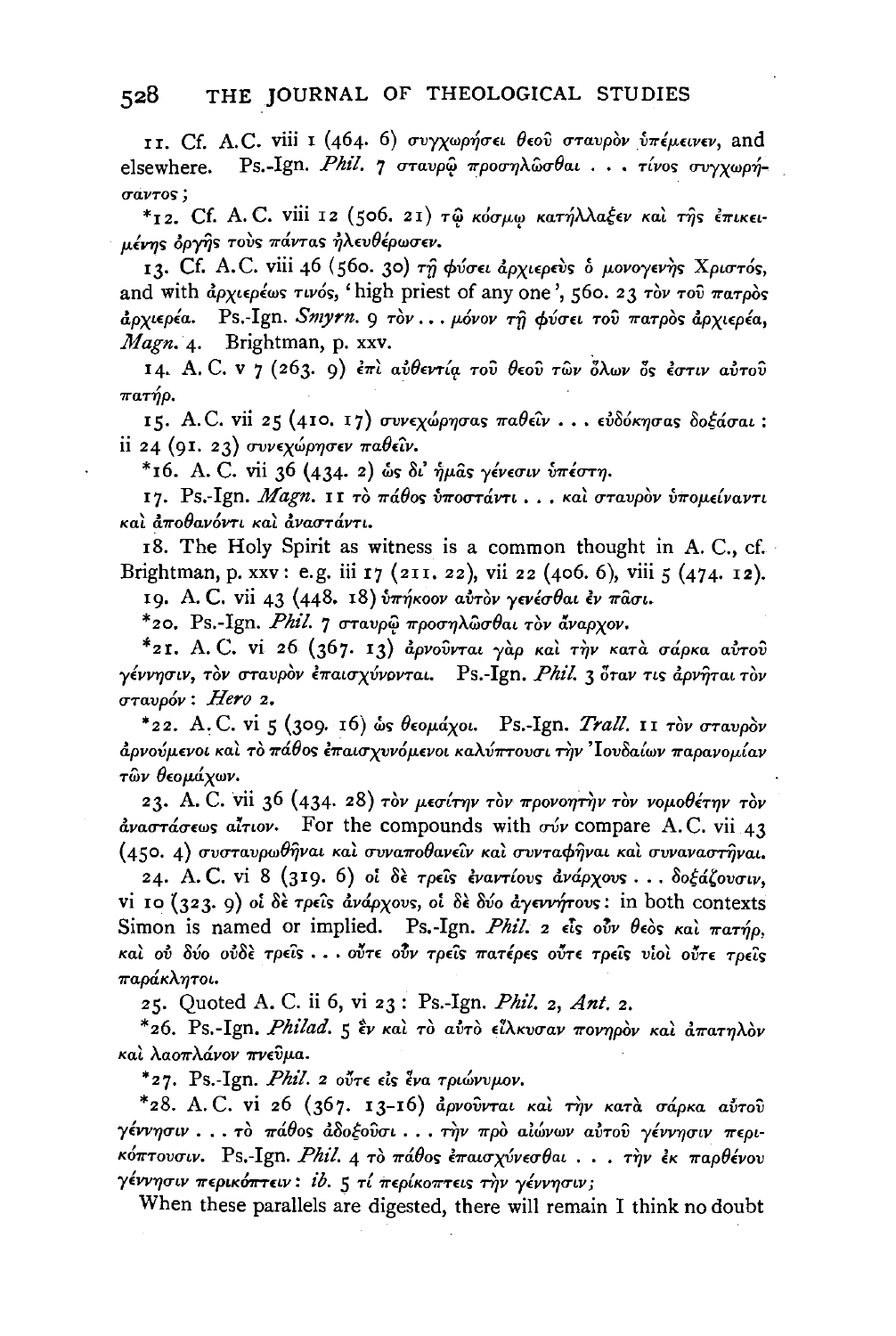11. Cf. A.C. viii 1 (464. 6) συγχωρήσει θεοῦ σταυρὸν ὑπέμεινεν, and elsewhere. Ps.-Ign. *Phil.* 7 σταυρῷ προσηλῶσθαι . . . τίνος συγχωρήσαντος;

*12. Cf. A.C. viii 12 (506. 21) τῷ κόσμῳ κατήλλαξεν καὶ τῆς ἐπικειμένης ὀργῆς τοὺς πάντας ἠλευθέρωσεν.

13. Cf. A.C. viii 46 (560. 30) τῇ φύσει ἀρχιερεὺς ὁ μονογενὴς Χριστός, and with ἀρχιερέως τινός, 'high priest of any one', 560. 23 τὸν τοῦ πατρὸς ἀρχιερέα. Ps.-Ign. *Smyrn.* 9 τὸν . . . μόνον τῇ φύσει τοῦ πατρὸς ἀρχιερέα, *Magn.* 4. Brightman, p. xxv.

14. A.C. v 7 (263. 9) ἐπὶ αὐθεντίᾳ τοῦ θεοῦ τῶν ὅλων ὅς ἐστιν αὐτοῦ πατήρ.

15. A.C. vii 25 (410. 17) συνεχώρησας παθεῖν . . . εὐδόκησας δοξάσαι: ii 24 (91. 23) συνεχώρησεν παθεῖν.

*16. A.C. vii 36 (434. 2) ὡς δι' ἡμᾶς γένεσιν ὑπέστη.

17. Ps.-Ign. *Magn.* 11 τὸ πάθος ὑποστάντι . . . καὶ σταυρὸν ὑπομείναντι καὶ ἀποθανόντι καὶ ἀναστάντι.

18. The Holy Spirit as witness is a common thought in A.C., cf. Brightman, p. xxv: e.g. iii 17 (211. 22), vii 22 (406. 6), viii 5 (474. 12).

19. A.C. vii 43 (448. 18) ὑπήκοον αὐτὸν γενέσθαι ἐν πᾶσι.

*20. Ps.-Ign. *Phil.* 7 σταυρῷ προσηλῶσθαι τὸν ἄναρχον.

*21. A.C. vi 26 (367. 13) ἀρνοῦνται γὰρ καὶ τὴν κατὰ σάρκα αὐτοῦ γέννησιν, τὸν σταυρὸν ἐπαισχύνονται. Ps.-Ign. *Phil.* 3 ὅταν τις ἀρνῆται τὸν σταυρόν: *Hero* 2.

*22. A.C. vi 5 (309. 16) ὡς θεομάχοι. Ps.-Ign. *Trall.* 11 τὸν σταυρὸν ἀρνούμενοι καὶ τὸ πάθος ἐπαισχυνόμενοι καλύπτουσι τὴν Ἰουδαίων παρανομίαν τῶν θεομάχων.

23. A.C. vii 36 (434. 28) τὸν μεσίτην τὸν προνοητὴν τὸν νομοθέτην τὸν ἀναστάσεως αἴτιον. For the compounds with σύν compare A.C. vii 43 (450. 4) συσταυρωθῆναι καὶ συναποθανεῖν καὶ συνταφῆναι καὶ συναναστῆναι.

24. A.C. vi 8 (319. 6) οἱ δὲ τρεῖς ἐναντίους ἀνάρχους . . . δοξάζουσιν, vi 10 (323. 9) οἱ δὲ τρεῖς ἀνάρχους, οἱ δὲ δύο ἀγεννήτους: in both contexts Simon is named or implied. Ps.-Ign. *Phil.* 2 εἷς οὖν θεὸς καὶ πατήρ, καὶ οὐ δύο οὐδὲ τρεῖς . . . οὔτε οὖν τρεῖς πατέρες οὔτε τρεῖς υἱοὶ οὔτε τρεῖς παράκλητοι.

25. Quoted A.C. ii 6, vi 23: Ps.-Ign. *Phil.* 2, *Ant.* 2.

*26. Ps.-Ign. *Philad.* 5 ἓν καὶ τὸ αὐτὸ εἵλκυσαν πονηρὸν καὶ ἀπατηλὸν καὶ λαοπλάνον πνεῦμα.

*27. Ps.-Ign. *Phil.* 2 οὔτε εἰς ἕνα τριώνυμον.

*28. A.C. vi 26 (367. 13-16) ἀρνοῦνται καὶ τὴν κατὰ σάρκα αὐτοῦ γέννησιν . . . τὸ πάθος ἀδοξοῦσι . . . τὴν πρὸ αἰώνων αὐτοῦ γέννησιν περικόπτουσιν. Ps.-Ign. *Phil.* 4 τὸ πάθος ἐπαισχύνεσθαι . . . τὴν ἐκ παρθένου γέννησιν περικόπτειν: *ib.* 5 τί περίκοπτεις τὴν γέννησιν;

When these parallels are digested, there will remain I think no doubt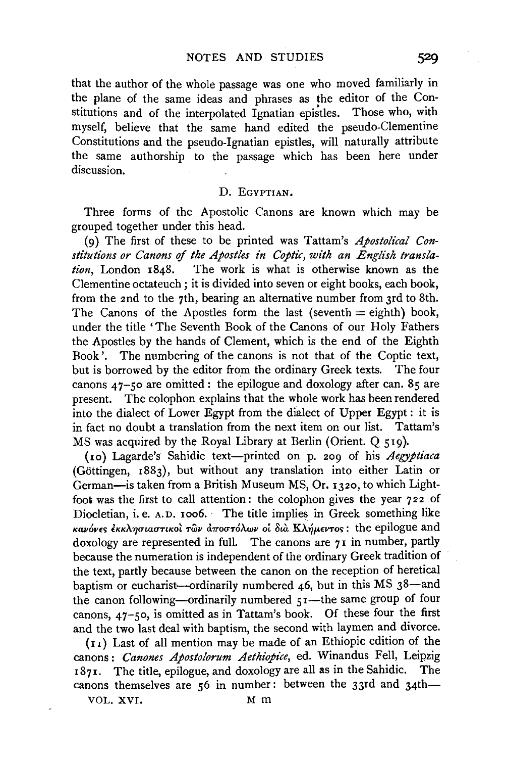that the author of the whole passage was one who moved familiarly in the plane of the same ideas and phrases as the editor of the Constitutions and of the interpolated Ignatian epistles. Those who, with myself, believe that the same hand edited the pseudo-Clementine Constitutions and the pseudo-Ignatian epistles, will naturally attribute the same authorship to the passage which has been here under discussion.

### D. Egyptian.

Three forms of the Apostolic Canons are known which may be grouped together under this head.

(9) The first of these to be printed was Tattam's *Apostolical Constitutions or Canons of the Apostles in Coptic, with an English translation*, London 1848. The work is what is otherwise known as the Clementine octateuch; it is divided into seven or eight books, each book, from the 2nd to the 7th, bearing an alternative number from 3rd to 8th. The Canons of the Apostles form the last (seventh = eighth) book, under the title 'The Seventh Book of the Canons of our Holy Fathers the Apostles by the hands of Clement, which is the end of the Eighth Book'. The numbering of the canons is not that of the Coptic text, but is borrowed by the editor from the ordinary Greek texts. The four canons 47–50 are omitted: the epilogue and doxology after can. 85 are present. The colophon explains that the whole work has been rendered into the dialect of Lower Egypt from the dialect of Upper Egypt: it is in fact no doubt a translation from the next item on our list. Tattam's MS was acquired by the Royal Library at Berlin (Orient. Q 519).

(10) Lagarde's Sahidic text—printed on p. 209 of his *Aegyptiaca* (Göttingen, 1883), but without any translation into either Latin or German—is taken from a British Museum MS, Or. 1320, to which Lightfoot was the first to call attention: the colophon gives the year 722 of Diocletian, i. e. A.D. 1006. The title implies in Greek something like κανόνες ἐκκλησιαστικοὶ τῶν ἀποστόλων οἱ διὰ Κλήμεντος: the epilogue and doxology are represented in full. The canons are 71 in number, partly because the numeration is independent of the ordinary Greek tradition of the text, partly because between the canon on the reception of heretical baptism or eucharist—ordinarily numbered 46, but in this MS 38—and the canon following—ordinarily numbered 51—the same group of four canons, 47–50, is omitted as in Tattam's book. Of these four the first and the two last deal with baptism, the second with laymen and divorce.

(11) Last of all mention may be made of an Ethiopic edition of the canons: *Canones Apostolorum Aethiopice*, ed. Winandus Fell, Leipzig 1871. The title, epilogue, and doxology are all as in the Sahidic. The canons themselves are 56 in number: between the 33rd and 34th—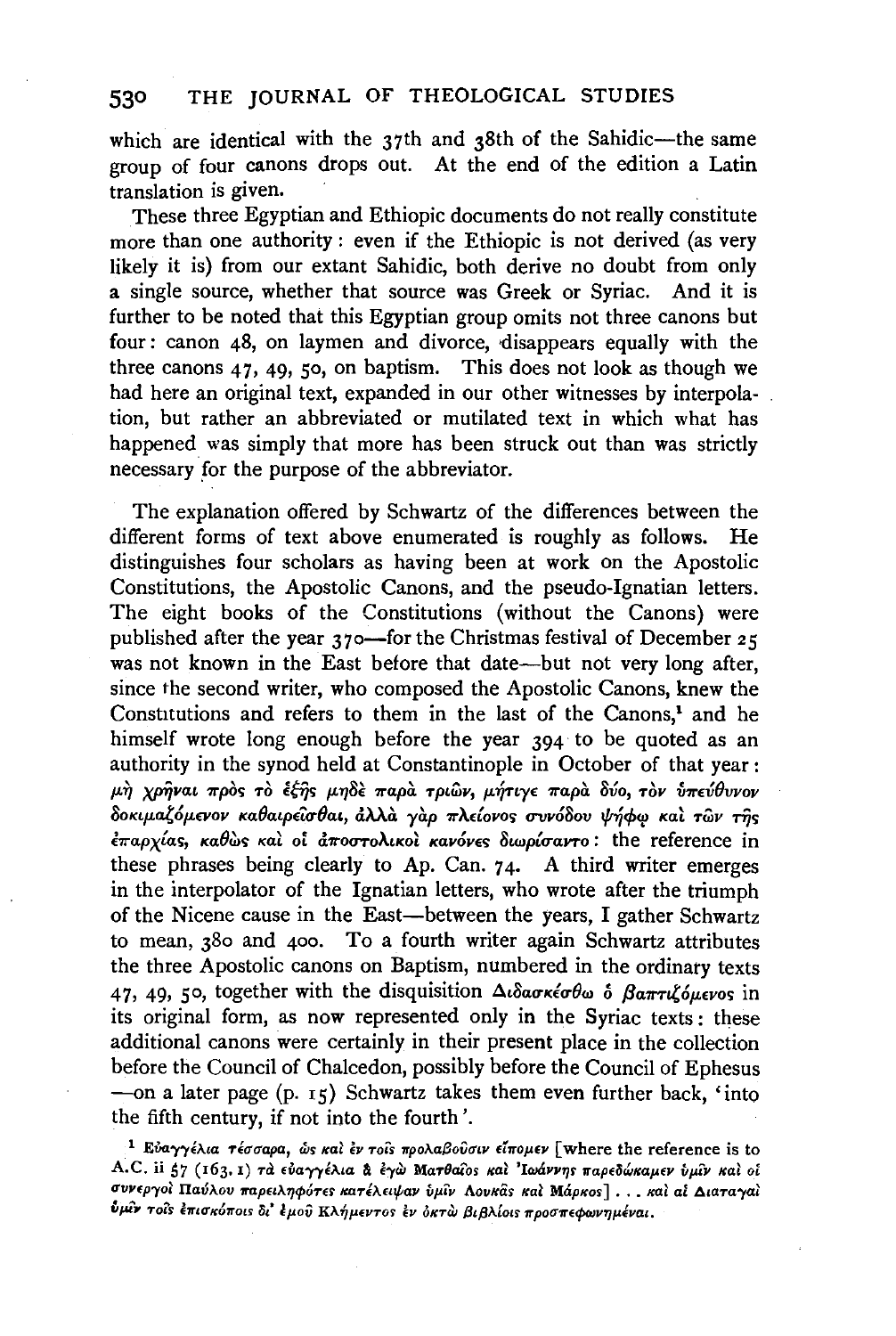which are identical with the 37th and 38th of the Sahidic—the same group of four canons drops out. At the end of the edition a Latin translation is given.

These three Egyptian and Ethiopic documents do not really constitute more than one authority: even if the Ethiopic is not derived (as very likely it is) from our extant Sahidic, both derive no doubt from only a single source, whether that source was Greek or Syriac. And it is further to be noted that this Egyptian group omits not three canons but four: canon 48, on laymen and divorce, disappears equally with the three canons 47, 49, 50, on baptism. This does not look as though we had here an original text, expanded in our other witnesses by interpolation, but rather an abbreviated or mutilated text in which what has happened was simply that more has been struck out than was strictly necessary for the purpose of the abbreviator.

The explanation offered by Schwartz of the differences between the different forms of text above enumerated is roughly as follows. He distinguishes four scholars as having been at work on the Apostolic Constitutions, the Apostolic Canons, and the pseudo-Ignatian letters. The eight books of the Constitutions (without the Canons) were published after the year 370—for the Christmas festival of December 25 was not known in the East before that date—but not very long after, since the second writer, who composed the Apostolic Canons, knew the Constitutions and refers to them in the last of the Canons,[1] and he himself wrote long enough before the year 394 to be quoted as an authority in the synod held at Constantinople in October of that year: μὴ χρῆναι πρὸς τὸ ἑξῆς μηδὲ παρὰ τριῶν, μήτιγε παρὰ δύο, τὸν ὑπεύθυνον δοκιμαζόμενον καθαιρεῖσθαι, ἀλλὰ γὰρ πλείονος συνόδου ψήφῳ καὶ τῶν τῆς ἐπαρχίας, καθὼς καὶ οἱ ἀποστολικοὶ κανόνες διωρίσαντο: the reference in these phrases being clearly to Ap. Can. 74. A third writer emerges in the interpolator of the Ignatian letters, who wrote after the triumph of the Nicene cause in the East—between the years, I gather Schwartz to mean, 380 and 400. To a fourth writer again Schwartz attributes the three Apostolic canons on Baptism, numbered in the ordinary texts 47, 49, 50, together with the disquisition Διδασκέσθω ὁ βαπτιζόμενος in its original form, as now represented only in the Syriac texts: these additional canons were certainly in their present place in the collection before the Council of Chalcedon, possibly before the Council of Ephesus —on a later page (p. 15) Schwartz takes them even further back, 'into the fifth century, if not into the fourth'.

[1] Εὐαγγέλια τέσσαρα, ὡς καὶ ἐν τοῖς προλαβοῦσιν εἴπομεν [where the reference is to A.C. ii 57 (163. 1) τὰ εὐαγγέλια ἃ ἐγὼ Ματθαῖος καὶ Ἰωάννης παρεδώκαμεν ὑμῖν καὶ οἱ συνεργοὶ Παύλου παρειληφότες κατέλειψαν ὑμῖν Λουκᾶς καὶ Μάρκος] . . . καὶ αἱ Διαταγαὶ ὑμῖν τοῖς ἐπισκόποις δι' ἐμοῦ Κλήμεντος ἐν ὀκτὼ βιβλίοις προσπεφωνημέναι.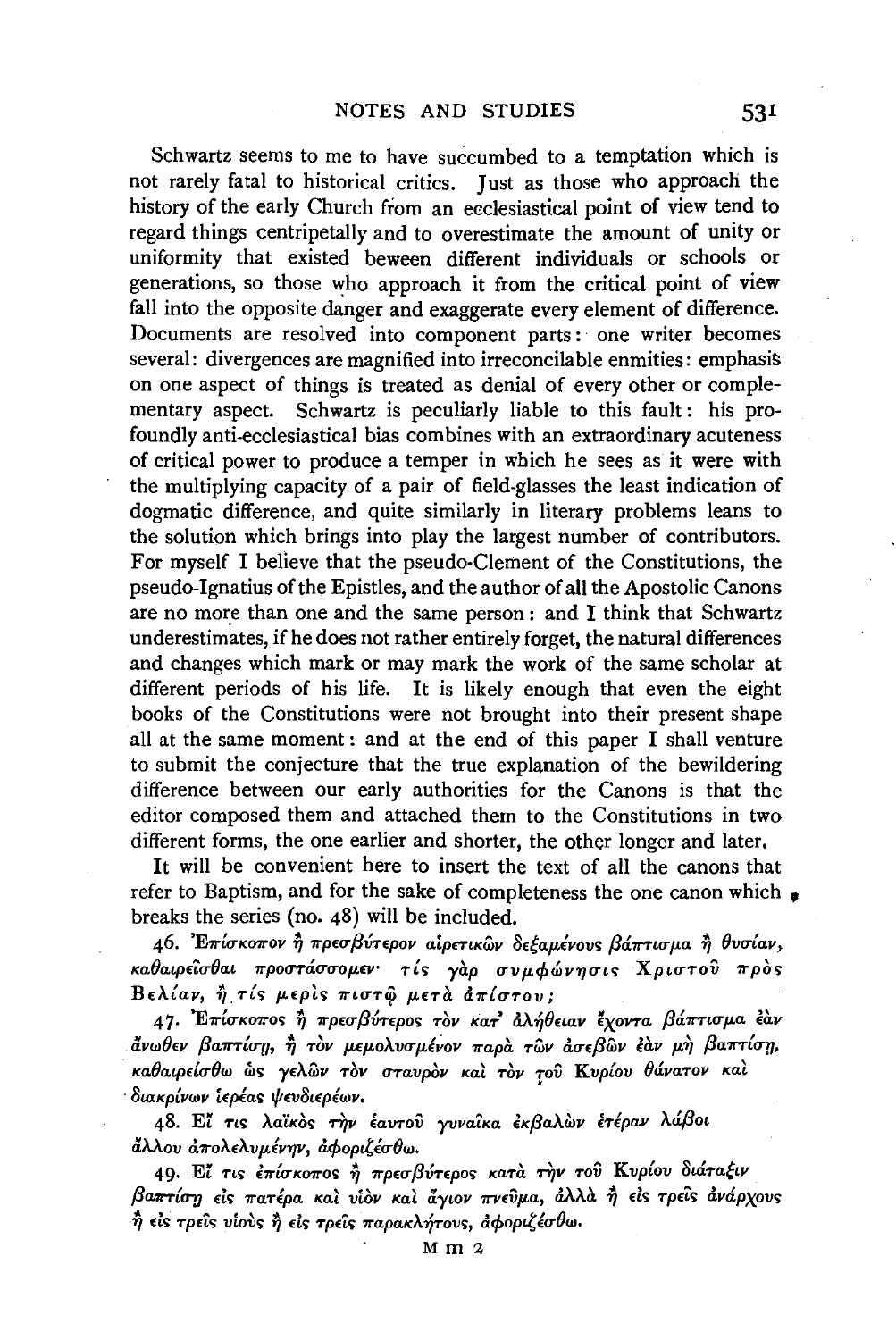Schwartz seems to me to have succumbed to a temptation which is not rarely fatal to historical critics. Just as those who approach the history of the early Church from an ecclesiastical point of view tend to regard things centripetally and to overestimate the amount of unity or uniformity that existed beween different individuals or schools or generations, so those who approach it from the critical point of view fall into the opposite danger and exaggerate every element of difference. Documents are resolved into component parts: one writer becomes several: divergences are magnified into irreconcilable enmities: emphasis on one aspect of things is treated as denial of every other or complementary aspect. Schwartz is peculiarly liable to this fault: his profoundly anti-ecclesiastical bias combines with an extraordinary acuteness of critical power to produce a temper in which he sees as it were with the multiplying capacity of a pair of field-glasses the least indication of dogmatic difference, and quite similarly in literary problems leans to the solution which brings into play the largest number of contributors. For myself I believe that the pseudo-Clement of the Constitutions, the pseudo-Ignatius of the Epistles, and the author of all the Apostolic Canons are no more than one and the same person: and I think that Schwartz underestimates, if he does not rather entirely forget, the natural differences and changes which mark or may mark the work of the same scholar at different periods of his life. It is likely enough that even the eight books of the Constitutions were not brought into their present shape all at the same moment: and at the end of this paper I shall venture to submit the conjecture that the true explanation of the bewildering difference between our early authorities for the Canons is that the editor composed them and attached them to the Constitutions in two different forms, the one earlier and shorter, the other longer and later.

It will be convenient here to insert the text of all the canons that refer to Baptism, and for the sake of completeness the one canon which breaks the series (no. 48) will be included.

46. Ἐπίσκοπον ἢ πρεσβύτερον αἱρετικῶν δεξαμένους βάπτισμα ἢ θυσίαν, καθαιρεῖσθαι προστάσσομεν· τίς γὰρ συμφώνησις Χριστοῦ πρὸς Βελίαν, ἢ τίς μερὶς πιστῷ μετὰ ἀπίστου;

47. Ἐπίσκοπος ἢ πρεσβύτερος τὸν κατ' ἀλήθειαν ἔχοντα βάπτισμα ἐὰν ἄνωθεν βαπτίσῃ, ἢ τὸν μεμολυσμένον παρὰ τῶν ἀσεβῶν ἐὰν μὴ βαπτίσῃ, καθαιρείσθω ὡς γελῶν τὸν σταυρὸν καὶ τὸν τοῦ Κυρίου θάνατον καὶ διακρίνων ἱερέας ψευδιερέων.

48. Εἴ τις λαϊκὸς τὴν ἑαυτοῦ γυναῖκα ἐκβαλὼν ἑτέραν λάβοι ἄλλου ἀπολελυμένην, ἀφοριζέσθω.

49. Εἴ τις ἐπίσκοπος ἢ πρεσβύτερος κατὰ τὴν τοῦ Κυρίου διάταξιν βαπτίσῃ εἰς πατέρα καὶ υἱὸν καὶ ἅγιον πνεῦμα, ἀλλὰ ἢ εἰς τρεῖς ἀνάρχους ἢ εἰς τρεῖς υἱοὺς ἢ εἰς τρεῖς παρακλήτους, ἀφοριζέσθω.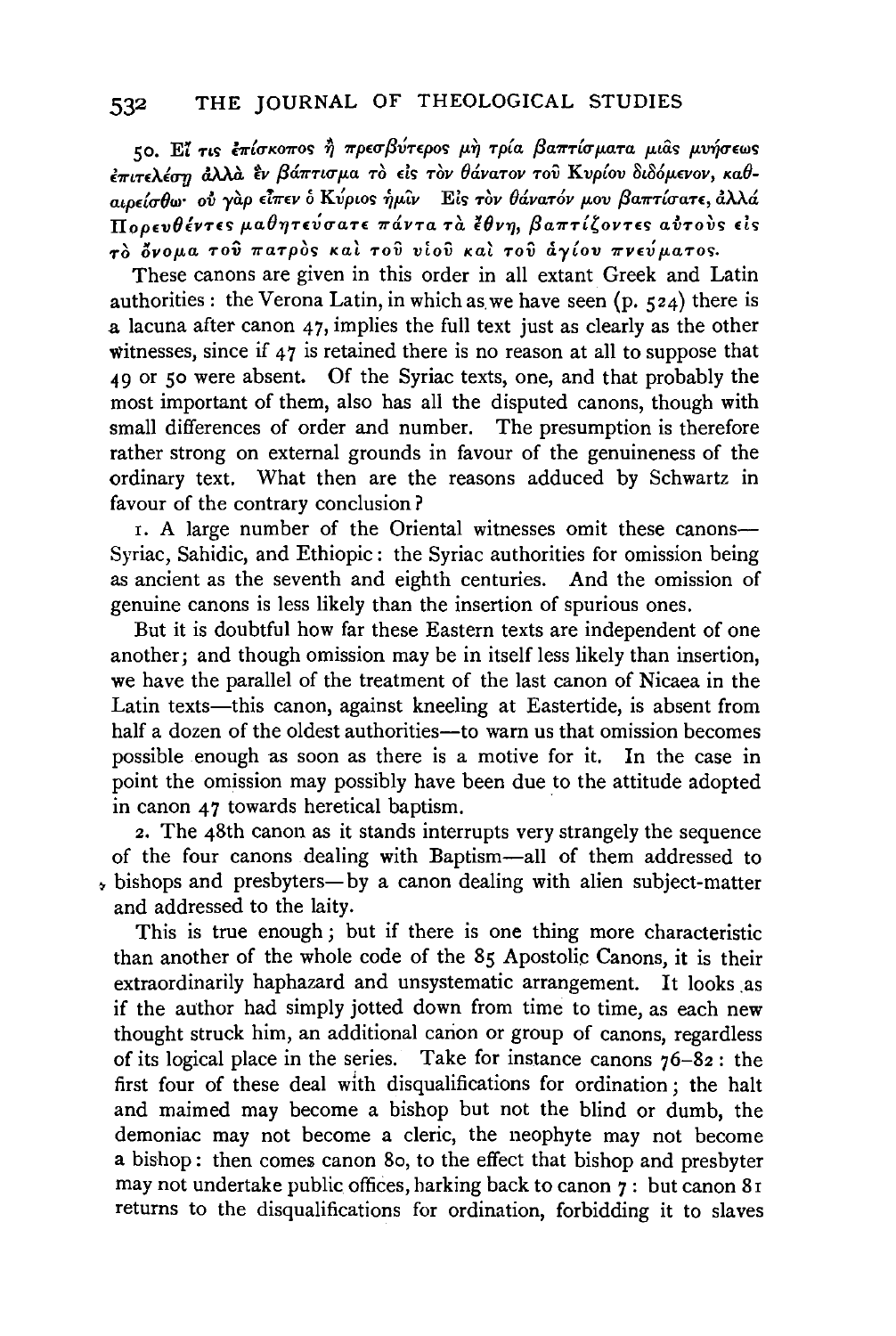50. Εἴ τις ἐπίσκοπος ἢ πρεσβύτερος μὴ τρία βαπτίσματα μιᾶς μυήσεως ἐπιτελέσῃ ἀλλὰ ἓν βάπτισμα τὸ εἰς τὸν θάνατον τοῦ Κυρίου διδόμενον, καθαιρείσθω· οὐ γὰρ εἶπεν ὁ Κύριος ἡμῖν Εἰς τὸν θάνατόν μου βαπτίσατε, ἀλλά Πορευθέντες μαθητεύσατε πάντα τὰ ἔθνη, βαπτίζοντες αὐτοὺς εἰς τὸ ὄνομα τοῦ πατρὸς καὶ τοῦ υἱοῦ καὶ τοῦ ἁγίου πνεύματος.

These canons are given in this order in all extant Greek and Latin authorities: the Verona Latin, in which as we have seen (p. 524) there is a lacuna after canon 47, implies the full text just as clearly as the other witnesses, since if 47 is retained there is no reason at all to suppose that 49 or 50 were absent. Of the Syriac texts, one, and that probably the most important of them, also has all the disputed canons, though with small differences of order and number. The presumption is therefore rather strong on external grounds in favour of the genuineness of the ordinary text. What then are the reasons adduced by Schwartz in favour of the contrary conclusion?

1. A large number of the Oriental witnesses omit these canons—Syriac, Sahidic, and Ethiopic: the Syriac authorities for omission being as ancient as the seventh and eighth centuries. And the omission of genuine canons is less likely than the insertion of spurious ones.

But it is doubtful how far these Eastern texts are independent of one another; and though omission may be in itself less likely than insertion, we have the parallel of the treatment of the last canon of Nicaea in the Latin texts—this canon, against kneeling at Eastertide, is absent from half a dozen of the oldest authorities—to warn us that omission becomes possible enough as soon as there is a motive for it. In the case in point the omission may possibly have been due to the attitude adopted in canon 47 towards heretical baptism.

2. The 48th canon as it stands interrupts very strangely the sequence of the four canons dealing with Baptism—all of them addressed to bishops and presbyters—by a canon dealing with alien subject-matter and addressed to the laity.

This is true enough; but if there is one thing more characteristic than another of the whole code of the 85 Apostolic Canons, it is their extraordinarily haphazard and unsystematic arrangement. It looks as if the author had simply jotted down from time to time, as each new thought struck him, an additional canon or group of canons, regardless of its logical place in the series. Take for instance canons 76–82: the first four of these deal with disqualifications for ordination; the halt and maimed may become a bishop but not the blind or dumb, the demoniac may not become a cleric, the neophyte may not become a bishop: then comes canon 80, to the effect that bishop and presbyter may not undertake public offices, harking back to canon 7: but canon 81 returns to the disqualifications for ordination, forbidding it to slaves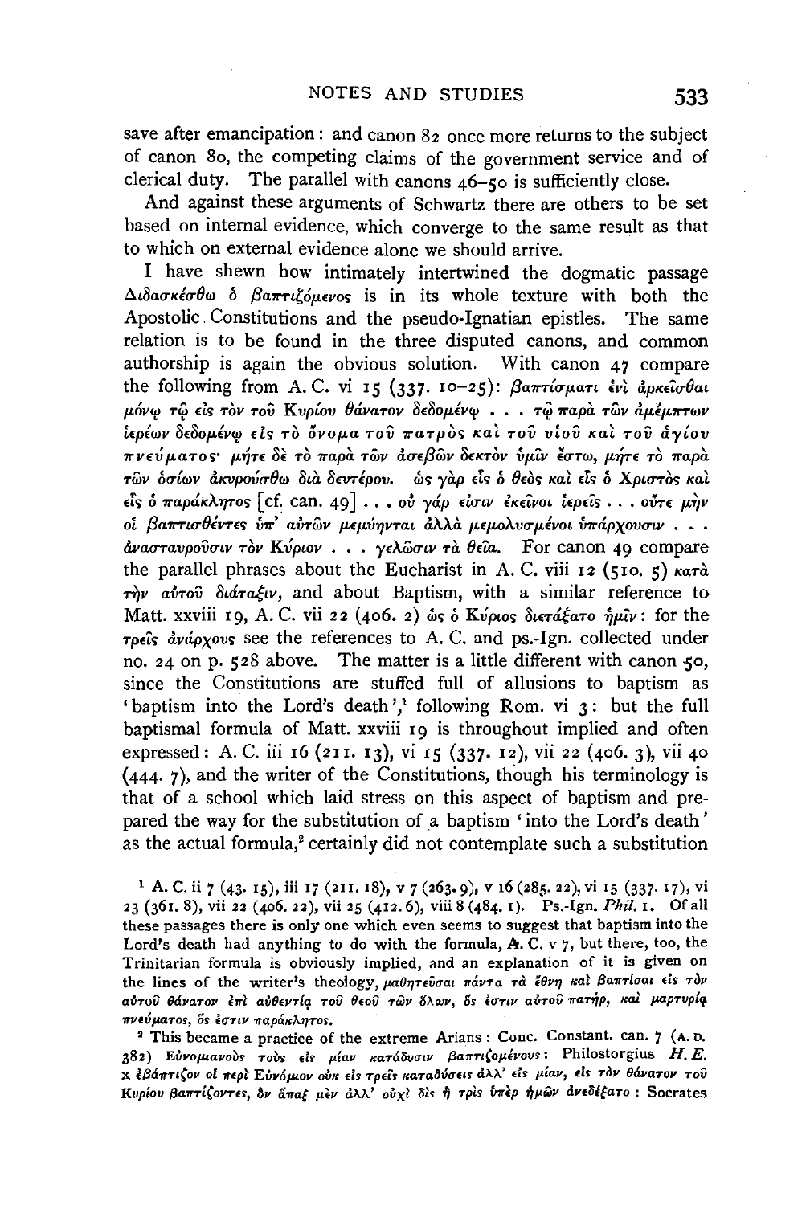save after emancipation: and canon 82 once more returns to the subject of canon 80, the competing claims of the government service and of clerical duty. The parallel with canons 46–50 is sufficiently close.

And against these arguments of Schwartz there are others to be set based on internal evidence, which converge to the same result as that to which on external evidence alone we should arrive.

I have shewn how intimately intertwined the dogmatic passage Διδασκέσθω ὁ βαπτιζόμενος is in its whole texture with both the Apostolic Constitutions and the pseudo-Ignatian epistles. The same relation is to be found in the three disputed canons, and common authorship is again the obvious solution. With canon 47 compare the following from A. C. vi 15 (337. 10–25): βαπτίσματι ἑνὶ ἀρκεῖσθαι μόνῳ τῷ εἰς τὸν τοῦ Κυρίου θάνατον δεδομένῳ . . . τῷ παρὰ τῶν ἀμέμπτων ἱερέων δεδομένῳ εἰς τὸ ὄνομα τοῦ πατρὸς καὶ τοῦ υἱοῦ καὶ τοῦ ἁγίου πνεύματος· μήτε δὲ τὸ παρὰ τῶν ἀσεβῶν δεκτὸν ὑμῖν ἔστω, μήτε τὸ παρὰ τῶν ὁσίων ἀκυρούσθω διὰ δευτέρου. ὡς γὰρ εἷς ὁ θεὸς καὶ εἷς ὁ Χριστὸς καὶ εἷς ὁ παράκλητος [cf. can. 49] . . . οὐ γάρ εἰσιν ἐκεῖνοι ἱερεῖς . . . οὔτε μὴν οἱ βαπτισθέντες ὑπ᾽ αὐτῶν μεμύηνται ἀλλὰ μεμολυσμένοι ὑπάρχουσιν . . . ἀνασταυροῦσιν τὸν Κύριον . . . γελῶσιν τὰ θεῖα. For canon 49 compare the parallel phrases about the Eucharist in A. C. viii 12 (510. 5) κατὰ τὴν αὐτοῦ διάταξιν, and about Baptism, with a similar reference to Matt. xxviii 19, A. C. vii 22 (406. 2) ὡς ὁ Κύριος διετάξατο ἡμῖν: for the τρεῖς ἀνάρχους see the references to A. C. and ps.-Ign. collected under no. 24 on p. 528 above. The matter is a little different with canon 50, since the Constitutions are stuffed full of allusions to baptism as 'baptism into the Lord's death',[1] following Rom. vi 3: but the full baptismal formula of Matt. xxviii 19 is throughout implied and often expressed: A. C. iii 16 (211. 13), vi 15 (337. 12), vii 22 (406. 3), vii 40 (444. 7), and the writer of the Constitutions, though his terminology is that of a school which laid stress on this aspect of baptism and prepared the way for the substitution of a baptism 'into the Lord's death' as the actual formula,[2] certainly did not contemplate such a substitution

[1] A. C. ii 7 (43. 15), iii 17 (211. 18), v 7 (263. 9), v 16 (285. 22), vi 15 (337. 17), vi 23 (361. 8), vii 22 (406. 22), vii 25 (412. 6), viii 8 (484. 1). Ps.-Ign. *Phil.* 1. Of all these passages there is only one which even seems to suggest that baptism into the Lord's death had anything to do with the formula, A. C. v 7, but there, too, the Trinitarian formula is obviously implied, and an explanation of it is given on the lines of the writer's theology, μαθητεῦσαι πάντα τὰ ἔθνη καὶ βαπτίσαι εἰς τὸν αὐτοῦ θάνατον ἐπὶ αὐθεντίᾳ τοῦ θεοῦ τῶν ὅλων, ὅς ἐστιν αὐτοῦ πατήρ, καὶ μαρτυρίᾳ πνεύματος, ὅς ἐστιν παράκλητος.

[2] This became a practice of the extreme Arians: Conc. Constant. can. 7 (A.D. 382) Εὐνομιανοὺς τοὺς εἰς μίαν κατάδυσιν βαπτιζομένους: Philostorgius *H. E.* x ἐβάπτιζον οἱ περὶ Εὐνόμιον οὐκ εἰς τρεῖς καταδύσεις ἀλλ᾽ εἰς μίαν, εἰς τὸν θάνατον τοῦ Κυρίου βαπτίζοντες, ὃν ἅπαξ μὲν ἀλλ᾽ οὐχὶ δὶς ἢ τρὶς ὑπὲρ ἡμῶν ἀνεδέξατο: Socrates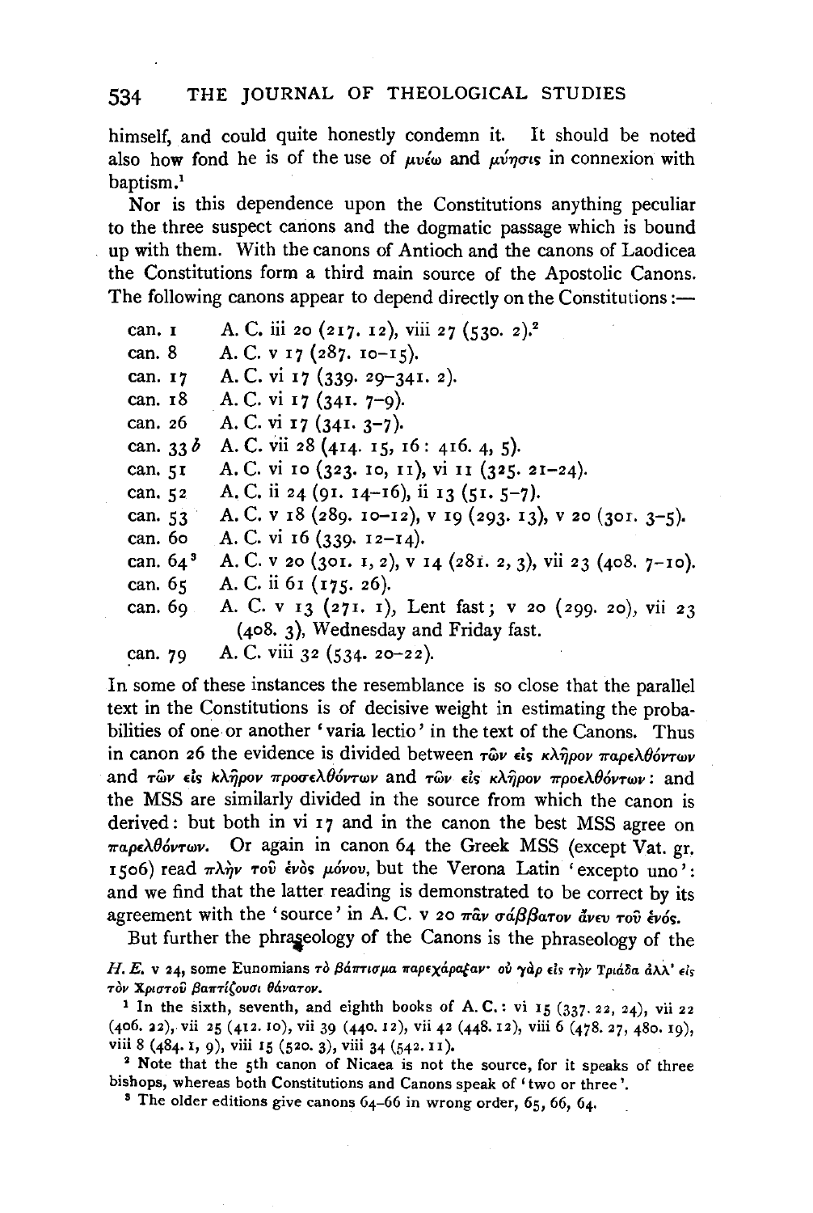himself, and could quite honestly condemn it. It should be noted also how fond he is of the use of μυέω and μύησις in connexion with baptism.[1]

Nor is this dependence upon the Constitutions anything peculiar to the three suspect canons and the dogmatic passage which is bound up with them. With the canons of Antioch and the canons of Laodicea the Constitutions form a third main source of the Apostolic Canons. The following canons appear to depend directly on the Constitutions:—

| | |
|---|---|
| can. 1 | A. C. iii 20 (217. 12), viii 27 (530. 2).[2] |
| can. 8 | A. C. v 17 (287. 10–15). |
| can. 17 | A. C. vi 17 (339. 29–341. 2). |
| can. 18 | A. C. vi 17 (341. 7–9). |
| can. 26 | A. C. vi 17 (341. 3–7). |
| can. 33 *b* | A. C. vii 28 (414. 15, 16: 416. 4, 5). |
| can. 51 | A. C. vi 10 (323. 10, 11), vi 11 (325. 21–24). |
| can. 52 | A. C. ii 24 (91. 14–16), ii 13 (51. 5–7). |
| can. 53 | A. C. v 18 (289. 10–12), v 19 (293. 13), v 20 (301. 3–5). |
| can. 60 | A. C. vi 16 (339. 12–14). |
| can. 64[3] | A. C. v 20 (301. 1, 2), v 14 (281. 2, 3), vii 23 (408. 7–10). |
| can. 65 | A. C. ii 61 (175. 26). |
| can. 69 | A. C. v 13 (271. 1), Lent fast; v 20 (299. 20), vii 23 (408. 3), Wednesday and Friday fast. |
| can. 79 | A. C. viii 32 (534. 20–22). |

In some of these instances the resemblance is so close that the parallel text in the Constitutions is of decisive weight in estimating the probabilities of one or another 'varia lectio' in the text of the Canons. Thus in canon 26 the evidence is divided between τῶν εἰς κλῆρον παρελθόντων and τῶν εἰς κλῆρον προσελθόντων and τῶν εἰς κλῆρον προελθόντων: and the MSS are similarly divided in the source from which the canon is derived: but both in vi 17 and in the canon the best MSS agree on παρελθόντων. Or again in canon 64 the Greek MSS (except Vat. gr. 1506) read πλὴν τοῦ ἑνὸς μόνου, but the Verona Latin 'excepto uno': and we find that the latter reading is demonstrated to be correct by its agreement with the 'source' in A. C. v 20 πᾶν σάββατον ἄνευ τοῦ ἑνός.

But further the phraseology of the Canons is the phraseology of the

*H. E.* v 24, some Eunomians τὸ βάπτισμα παρεχάραξαν· οὐ γὰρ εἰς τὴν Τριάδα ἀλλ' εἰς τὸν Χριστοῦ βαπτίζουσι θάνατον.

[1] In the sixth, seventh, and eighth books of A. C.: vi 15 (337. 22, 24), vii 22 (406. 22), vii 25 (412. 10), vii 39 (440. 12), vii 42 (448. 12), viii 6 (478. 27, 480. 19), viii 8 (484. 1, 9), viii 15 (520. 3), viii 34 (542. 11).

[2] Note that the 5th canon of Nicaea is not the source, for it speaks of three bishops, whereas both Constitutions and Canons speak of 'two or three'.

[3] The older editions give canons 64–66 in wrong order, 65, 66, 64.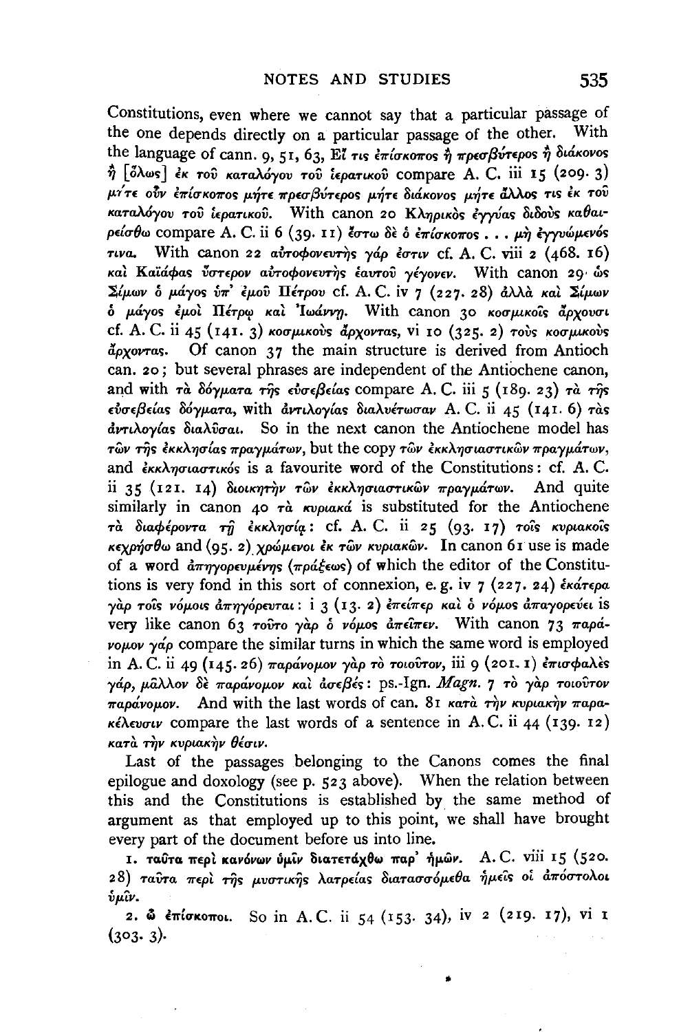Constitutions, even where we cannot say that a particular passage of the one depends directly on a particular passage of the other. With the language of cann. 9, 51, 63, Εἴ τις ἐπίσκοπος ἢ πρεσβύτερος ἢ διάκονος ἢ [ὅλως] ἐκ τοῦ καταλόγου τοῦ ἱερατικοῦ compare A. C. iii 15 (209. 3) μήτε οὖν ἐπίσκοπος μήτε πρεσβύτερος μήτε διάκονος μήτε ἄλλος τις ἐκ τοῦ καταλόγου τοῦ ἱερατικοῦ. With canon 20 Κληρικὸς ἐγγύας διδοὺς καθαιρείσθω compare A. C. ii 6 (39. 11) ἔστω δὲ ὁ ἐπίσκοπος . . . μὴ ἐγγυώμενός τινα. With canon 22 αὐτοφονευτὴς γάρ ἐστιν cf. A. C. viii 2 (468. 16) καὶ Καϊάφας ὕστερον αὐτοφονευτὴς ἑαυτοῦ γέγονεν. With canon 29· ὡς Σίμων ὁ μάγος ὑπ' ἐμοῦ Πέτρου cf. A. C. iv 7 (227. 28) ἀλλὰ καὶ Σίμων ὁ μάγος ἐμοὶ Πέτρῳ καὶ Ἰωάννῃ. With canon 30 κοσμικοῖς ἄρχουσι cf. A. C. ii 45 (141. 3) κοσμικοὺς ἄρχοντας, vi 10 (325. 2) τοὺς κοσμικοὺς ἄρχοντας. Of canon 37 the main structure is derived from Antioch can. 20; but several phrases are independent of the Antiochene canon, and with τὰ δόγματα τῆς εὐσεβείας compare A. C. iii 5 (189. 23) τὰ τῆς εὐσεβείας δόγματα, with ἀντιλογίας διαλυέτωσαν A. C. ii 45 (141. 6) τὰς ἀντιλογίας διαλῦσαι. So in the next canon the Antiochene model has τῶν τῆς ἐκκλησίας πραγμάτων, but the copy τῶν ἐκκλησιαστικῶν πραγμάτων, and ἐκκλησιαστικός is a favourite word of the Constitutions: cf. A. C. ii 35 (121. 14) διοικητὴν τῶν ἐκκλησιαστικῶν πραγμάτων. And quite similarly in canon 40 τὰ κυριακά is substituted for the Antiochene τὰ διαφέροντα τῇ ἐκκλησίᾳ: cf. A. C. ii 25 (93. 17) τοῖς κυριακοῖς κεχρήσθω and (95. 2) χρώμενοι ἐκ τῶν κυριακῶν. In canon 61 use is made of a word ἀπηγορευμένης (πράξεως) of which the editor of the Constitutions is very fond in this sort of connexion, e. g. iv 7 (227. 24) ἑκάτερα γὰρ τοῖς νόμοις ἀπηγόρευται: i 3 (13. 2) ἐπείπερ καὶ ὁ νόμος ἀπαγορεύει is very like canon 63 τοῦτο γὰρ ὁ νόμος ἀπεῖπεν. With canon 73 παράνομον γάρ compare the similar turns in which the same word is employed in A. C. ii 49 (145. 26) παράνομον γὰρ τὸ τοιοῦτον, iii 9 (201. 1) ἐπισφαλὲς γάρ, μᾶλλον δὲ παράνομον καὶ ἀσεβές: ps.-Ign. *Magn.* 7 τὸ γὰρ τοιοῦτον παράνομον. And with the last words of can. 81 κατὰ τὴν κυριακὴν παρακέλευσιν compare the last words of a sentence in A. C. ii 44 (139. 12) κατὰ τὴν κυριακὴν θέσιν.

Last of the passages belonging to the Canons comes the final epilogue and doxology (see p. 523 above). When the relation between this and the Constitutions is established by the same method of argument as that employed up to this point, we shall have brought every part of the document before us into line.

1. **ταῦτα περὶ κανόνων ὑμῖν διατετάχθω παρ' ἡμῶν.** A. C. viii 15 (520. 28) ταῦτα περὶ τῆς μυστικῆς λατρείας διατασσόμεθα ἡμεῖς οἱ ἀπόστολοι ὑμῖν.

2. **ὦ ἐπίσκοποι.** So in A. C. ii 54 (153. 34), iv 2 (219. 17), vi 1 (303. 3).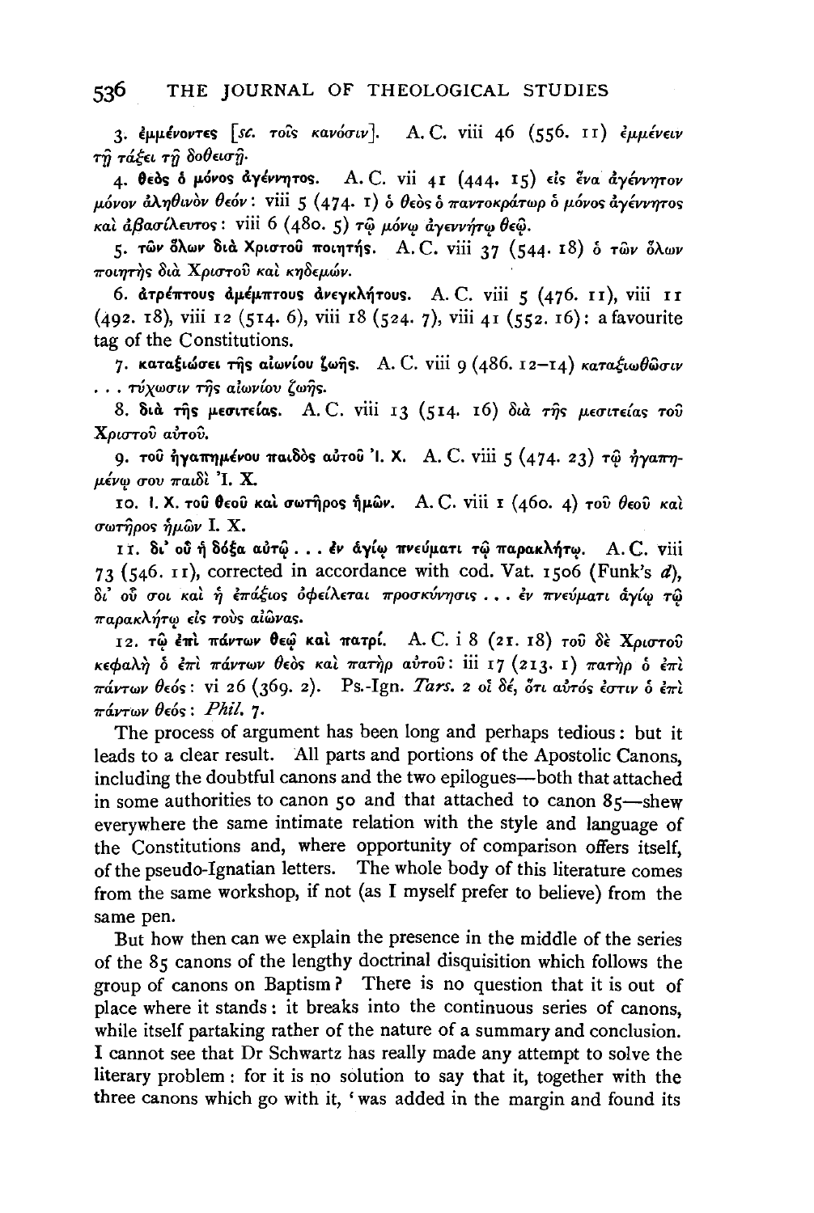3. **ἐμμένοντες** [*sc.* τοῖς κανόσιν]. A. C. viii 46 (556. 11) ἐμμένειν τῇ τάξει τῇ δοθείσῃ.

4. **θεὸς ὁ μόνος ἀγέννητος.** A. C. vii 41 (444. 15) εἰς ἕνα ἀγέννητον μόνον ἀληθινὸν θεόν: viii 5 (474. 1) ὁ θεὸς ὁ παντοκράτωρ ὁ μόνος ἀγέννητος καὶ ἀβασίλευτος: viii 6 (480. 5) τῷ μόνῳ ἀγεννήτῳ θεῷ.

5. **τῶν ὅλων διὰ Χριστοῦ ποιητής.** A. C. viii 37 (544. 18) ὁ τῶν ὅλων ποιητὴς διὰ Χριστοῦ καὶ κηδεμών.

6. **ἀτρέπτους ἀμέμπτους ἀνεγκλήτους.** A. C. viii 5 (476. 11), viii 11 (492. 18), viii 12 (514. 6), viii 18 (524. 7), viii 41 (552. 16): a favourite tag of the Constitutions.

7. **καταξιώσει τῆς αἰωνίου ζωῆς.** A. C. viii 9 (486. 12–14) καταξιωθῶσιν . . . τύχωσιν τῆς αἰωνίου ζωῆς.

8. **διὰ τῆς μεσιτείας.** A. C. viii 13 (514. 16) διὰ τῆς μεσιτείας τοῦ Χριστοῦ αὐτοῦ.

9. **τοῦ ἠγαπημένου παιδὸς αὐτοῦ Ἰ. Χ.** A. C. viii 5 (474. 23) τῷ ἠγαπημένῳ σου παιδὶ Ἰ. Χ.

10. **Ἰ. Χ. τοῦ θεοῦ καὶ σωτῆρος ἡμῶν.** A. C. viii 1 (460. 4) τοῦ θεοῦ καὶ σωτῆρος ἡμῶν Ἰ. Χ.

11. **δι᾽ οὗ ἡ δόξα αὐτῷ . . . ἐν ἁγίῳ πνεύματι τῷ παρακλήτῳ.** A. C. viii 73 (546. 11), corrected in accordance with cod. Vat. 1506 (Funk's *d*), δι᾽ οὗ σοι καὶ ἡ ἐπάξιος ὀφείλεται προσκύνησις . . . ἐν πνεύματι ἁγίῳ τῷ παρακλήτῳ εἰς τοὺς αἰῶνας.

12. **τῷ ἐπὶ πάντων θεῷ καὶ πατρί.** A. C. i 8 (21. 18) τοῦ δὲ Χριστοῦ κεφαλὴ ὁ ἐπὶ πάντων θεὸς καὶ πατὴρ αὐτοῦ: iii 17 (213. 1) πατὴρ ὁ ἐπὶ πάντων θεός: vi 26 (369. 2). Ps.-Ign. *Tars.* 2 οἱ δέ, ὅτι αὐτός ἐστιν ὁ ἐπὶ πάντων θεός: *Phil.* 7.

The process of argument has been long and perhaps tedious: but it leads to a clear result. All parts and portions of the Apostolic Canons, including the doubtful canons and the two epilogues—both that attached in some authorities to canon 50 and that attached to canon 85—shew everywhere the same intimate relation with the style and language of the Constitutions and, where opportunity of comparison offers itself, of the pseudo-Ignatian letters. The whole body of this literature comes from the same workshop, if not (as I myself prefer to believe) from the same pen.

But how then can we explain the presence in the middle of the series of the 85 canons of the lengthy doctrinal disquisition which follows the group of canons on Baptism? There is no question that it is out of place where it stands: it breaks into the continuous series of canons, while itself partaking rather of the nature of a summary and conclusion. I cannot see that Dr Schwartz has really made any attempt to solve the literary problem: for it is no solution to say that it, together with the three canons which go with it, 'was added in the margin and found its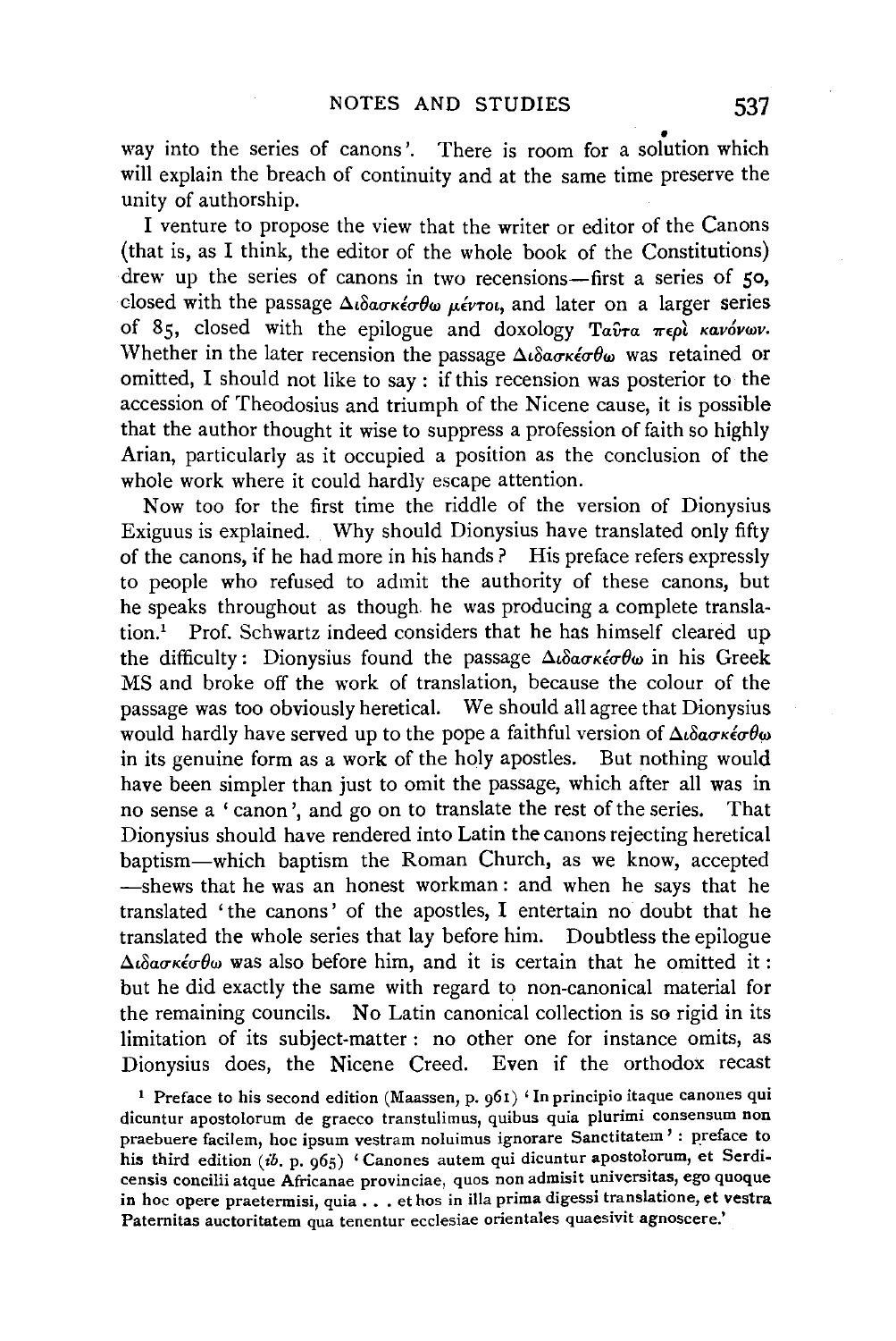way into the series of canons'. There is room for a solution which will explain the breach of continuity and at the same time preserve the unity of authorship.

I venture to propose the view that the writer or editor of the Canons (that is, as I think, the editor of the whole book of the Constitutions) drew up the series of canons in two recensions—first a series of 50, closed with the passage Διδασκέσθω μέντοι, and later on a larger series of 85, closed with the epilogue and doxology Ταῦτα περὶ κανόνων. Whether in the later recension the passage Διδασκέσθω was retained or omitted, I should not like to say: if this recension was posterior to the accession of Theodosius and triumph of the Nicene cause, it is possible that the author thought it wise to suppress a profession of faith so highly Arian, particularly as it occupied a position as the conclusion of the whole work where it could hardly escape attention.

Now too for the first time the riddle of the version of Dionysius Exiguus is explained. Why should Dionysius have translated only fifty of the canons, if he had more in his hands? His preface refers expressly to people who refused to admit the authority of these canons, but he speaks throughout as though he was producing a complete translation.[1] Prof. Schwartz indeed considers that he has himself cleared up the difficulty: Dionysius found the passage Διδασκέσθω in his Greek MS and broke off the work of translation, because the colour of the passage was too obviously heretical. We should all agree that Dionysius would hardly have served up to the pope a faithful version of Διδασκέσθω in its genuine form as a work of the holy apostles. But nothing would have been simpler than just to omit the passage, which after all was in no sense a 'canon', and go on to translate the rest of the series. That Dionysius should have rendered into Latin the canons rejecting heretical baptism—which baptism the Roman Church, as we know, accepted —shews that he was an honest workman: and when he says that he translated 'the canons' of the apostles, I entertain no doubt that he translated the whole series that lay before him. Doubtless the epilogue Διδασκέσθω was also before him, and it is certain that he omitted it: but he did exactly the same with regard to non-canonical material for the remaining councils. No Latin canonical collection is so rigid in its limitation of its subject-matter: no other one for instance omits, as Dionysius does, the Nicene Creed. Even if the orthodox recast

[1] Preface to his second edition (Maassen, p. 961) 'In principio itaque canones qui dicuntur apostolorum de graeco transtulimus, quibus quia plurimi consensum non praebuere facilem, hoc ipsum vestram noluimus ignorare Sanctitatem': preface to his third edition (*ib.* p. 965) 'Canones autem qui dicuntur apostolorum, et Serdicensis concilii atque Africanae provinciae, quos non admisit universitas, ego quoque in hoc opere praetermisi, quia . . . et hos in illa prima digessi translatione, et vestra Paternitas auctoritatem qua tenentur ecclesiae orientales quaesivit agnoscere.'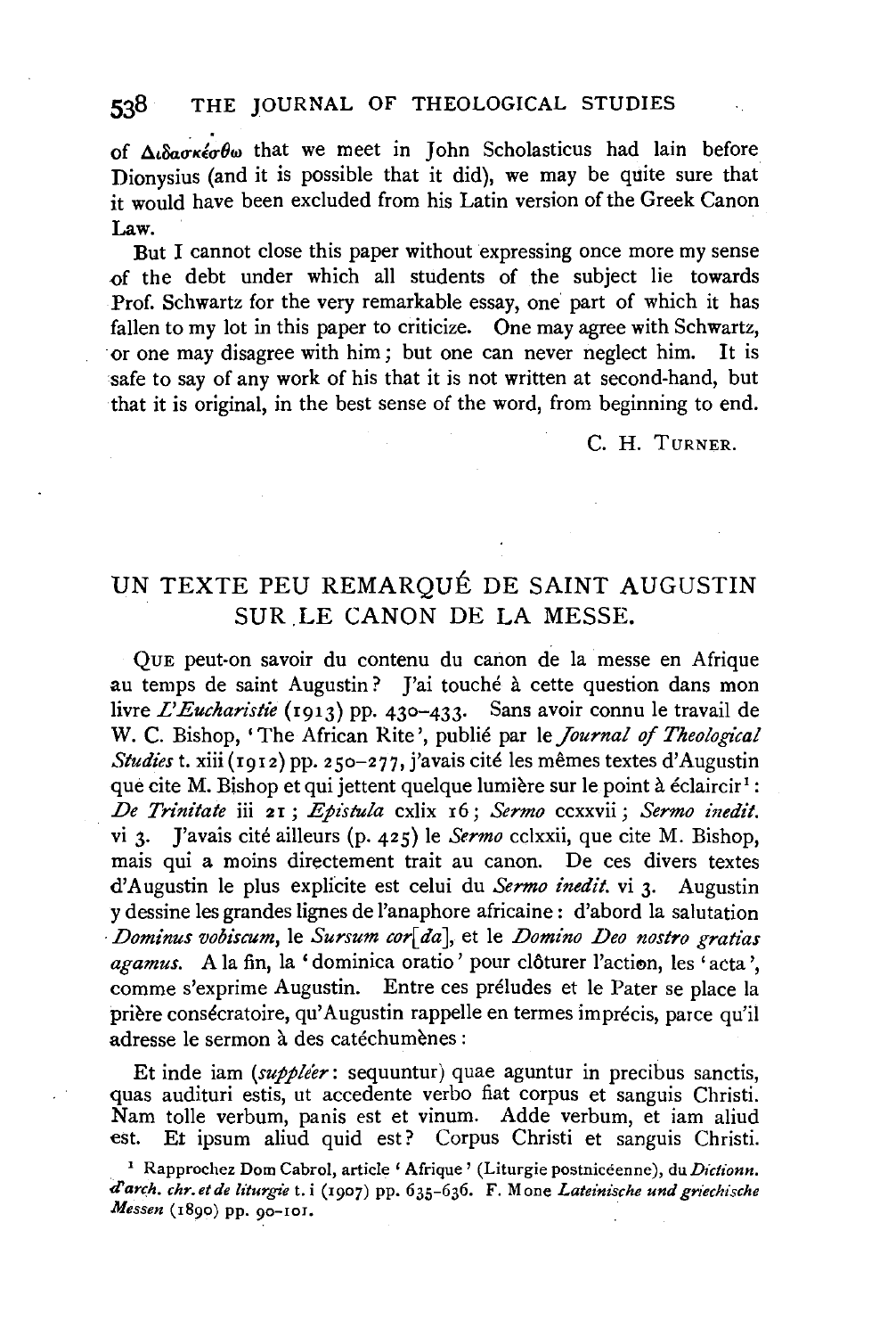of Διδασκέσθω that we meet in John Scholasticus had lain before Dionysius (and it is possible that it did), we may be quite sure that it would have been excluded from his Latin version of the Greek Canon Law.

But I cannot close this paper without expressing once more my sense of the debt under which all students of the subject lie towards Prof. Schwartz for the very remarkable essay, one part of which it has fallen to my lot in this paper to criticize. One may agree with Schwartz, or one may disagree with him; but one can never neglect him. It is safe to say of any work of his that it is not written at second-hand, but that it is original, in the best sense of the word, from beginning to end.

C. H. TURNER.

## UN TEXTE PEU REMARQUÉ DE SAINT AUGUSTIN SUR LE CANON DE LA MESSE.

QUE peut-on savoir du contenu du canon de la messe en Afrique au temps de saint Augustin? J'ai touché à cette question dans mon livre *L'Eucharistie* (1913) pp. 430–433. Sans avoir connu le travail de W. C. Bishop, 'The African Rite', publié par le *Journal of Theological Studies* t. xiii (1912) pp. 250–277, j'avais cité les mêmes textes d'Augustin que cite M. Bishop et qui jettent quelque lumière sur le point à éclaircir[1]: *De Trinitate* iii 21; *Epistula* cxlix 16; *Sermo* ccxxvii; *Sermo inedit.* vi 3. J'avais cité ailleurs (p. 425) le *Sermo* cclxxii, que cite M. Bishop, mais qui a moins directement trait au canon. De ces divers textes d'Augustin le plus explicite est celui du *Sermo inedit.* vi 3. Augustin y dessine les grandes lignes de l'anaphore africaine: d'abord la salutation *Dominus vobiscum*, le *Sursum cor[da]*, et le *Domino Deo nostro gratias agamus*. A la fin, la 'dominica oratio' pour clôturer l'action, les 'acta', comme s'exprime Augustin. Entre ces préludes et le Pater se place la prière consécratoire, qu'Augustin rappelle en termes imprécis, parce qu'il adresse le sermon à des catéchumènes:

Et inde iam (*suppléer*: sequuntur) quae aguntur in precibus sanctis, quas audituri estis, ut accedente verbo fiat corpus et sanguis Christi. Nam tolle verbum, panis est et vinum. Adde verbum, et iam aliud est. Et ipsum aliud quid est? Corpus Christi et sanguis Christi.

[1] Rapprochez Dom Cabrol, article 'Afrique' (Liturgie postnicéenne), du *Dictionn. d'arch. chr. et de liturgie* t. i (1907) pp. 635–636. F. Mone *Lateinische und griechische Messen* (1890) pp. 90–101.